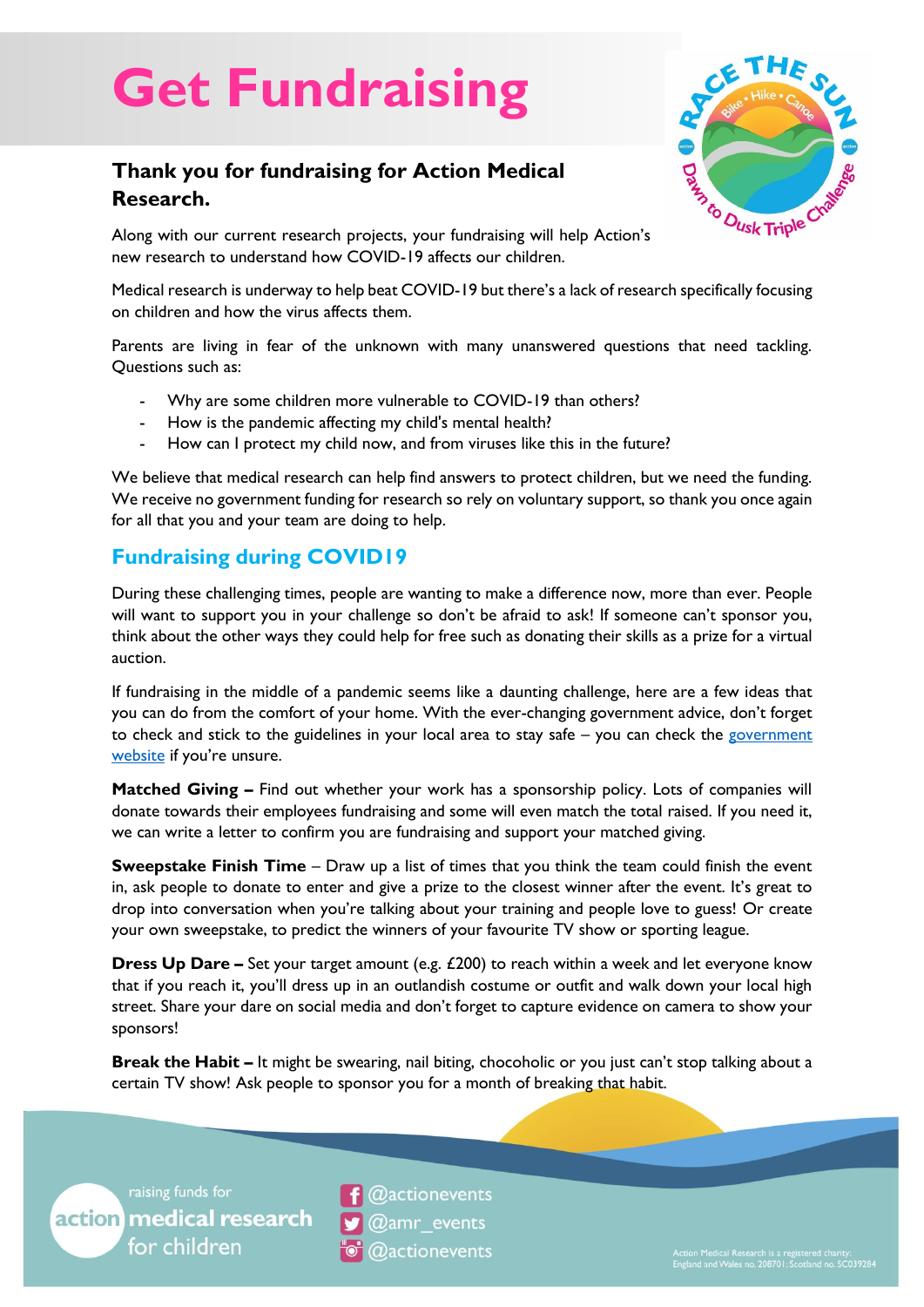# Get Fundraising

### Thank you for fundraising for Action Medical Research.

Along with our current research projects, your fundraising will help Action's new research to understand how COVID-19 affects our children.

Medical research is underway to help beat COVID-19 but there's a lack of research specifically focusing on children and how the virus affects them.

Parents are living in fear of the unknown with many unanswered questions that need tackling. Questions such as:

- Why are some children more vulnerable to COVID-19 than others?
- How is the pandemic affecting my child's mental health?
- How can I protect my child now, and from viruses like this in the future?

We believe that medical research can help find answers to protect children, but we need the funding. We receive no government funding for research so rely on voluntary support, so thank you once again for all that you and your team are doing to help.

## Fundraising during COVID19

During these challenging times, people are wanting to make a difference now, more than ever. People will want to support you in your challenge so don't be afraid to ask! If someone can't sponsor you, think about the other ways they could help for free such as donating their skills as a prize for a virtual auction.

If fundraising in the middle of a pandemic seems like a daunting challenge, here are a few ideas that you can do from the comfort of your home. With the ever-changing government advice, don't forget to check and stick to the guidelines in your local area to stay safe – you can check the government website if you're unsure.

**Matched Giving –** Find out whether your work has a sponsorship policy. Lots of companies will donate towards their employees fundraising and some will even match the total raised. If you need it, we can write a letter to confirm you are fundraising and support your matched giving.

**Sweepstake Finish Time** – Draw up a list of times that you think the team could finish the event in, ask people to donate to enter and give a prize to the closest winner after the event. It's great to drop into conversation when you're talking about your training and people love to guess! Or create your own sweepstake, to predict the winners of your favourite TV show or sporting league.

**Dress Up Dare –** Set your target amount (e.g. £200) to reach within a week and let everyone know that if you reach it, you'll dress up in an outlandish costume or outfit and walk down your local high street. Share your dare on social media and don't forget to capture evidence on camera to show your sponsors!

**Break the Habit –** It might be swearing, nail biting, chocoholic or you just can't stop talking about a certain TV show! Ask people to sponsor you for a month of breaking that habit.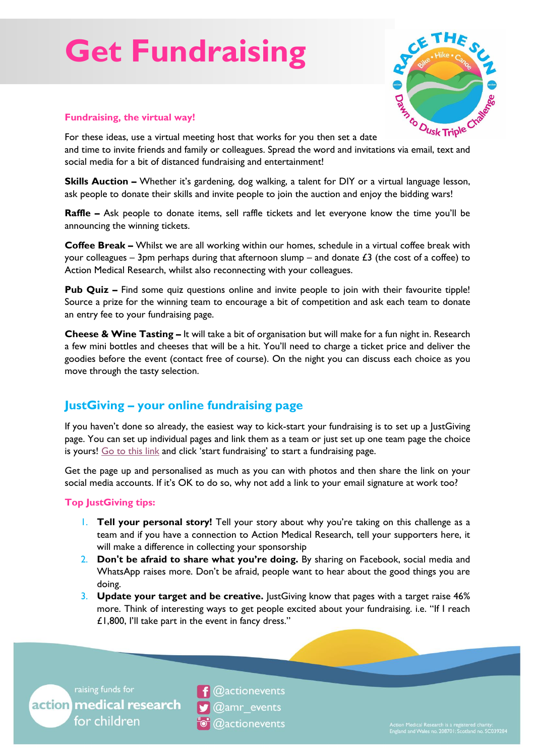# Get Fundraising

### Fundraising, the virtual way!

For these ideas, use a virtual meeting host that works for you then set a date and time to invite friends and family or colleagues. Spread the word and invitations via email, text and social media for a bit of distanced fundraising and entertainment!

**Skills Auction –** Whether it's gardening, dog walking, a talent for DIY or a virtual language lesson, ask people to donate their skills and invite people to join the auction and enjoy the bidding wars!

**Raffle –** Ask people to donate items, sell raffle tickets and let everyone know the time you'll be announcing the winning tickets.

**Coffee Break –** Whilst we are all working within our homes, schedule in a virtual coffee break with your colleagues – 3pm perhaps during that afternoon slump – and donate £3 (the cost of a coffee) to Action Medical Research, whilst also reconnecting with your colleagues.

**Pub Quiz –** Find some quiz questions online and invite people to join with their favourite tipple! Source a prize for the winning team to encourage a bit of competition and ask each team to donate an entry fee to your fundraising page.

**Cheese & Wine Tasting –** It will take a bit of organisation but will make for a fun night in. Research a few mini bottles and cheeses that will be a hit. You'll need to charge a ticket price and deliver the goodies before the event (contact free of course). On the night you can discuss each choice as you move through the tasty selection.

## JustGiving – your online fundraising page

If you haven't done so already, the easiest way to kick-start your fundraising is to set up a JustGiving page. You can set up individual pages and link them as a team or just set up one team page the choice is yours! Go to this link and click 'start fundraising' to start a fundraising page.

Get the page up and personalised as much as you can with photos and then share the link on your social media accounts. If it's OK to do so, why not add a link to your email signature at work too?

### Top JustGiving tips:

1. **Tell your personal story!** Tell your story about why you're taking on this challenge as a team and if you have a connection to Action Medical Research, tell your supporters here, it will make a difference in collecting your sponsorship
2. **Don't be afraid to share what you're doing.** By sharing on Facebook, social media and WhatsApp raises more. Don't be afraid, people want to hear about the good things you are doing.
3. **Update your target and be creative.** JustGiving know that pages with a target raise 46% more. Think of interesting ways to get people excited about your fundraising. i.e. "If I reach £1,800, I'll take part in the event in fancy dress."

raising funds for action medical research for children

@actionevents
@amr_events
@actionevents

Action Medical Research is a registered charity: England and Wales no. 208701; Scotland no. SC039284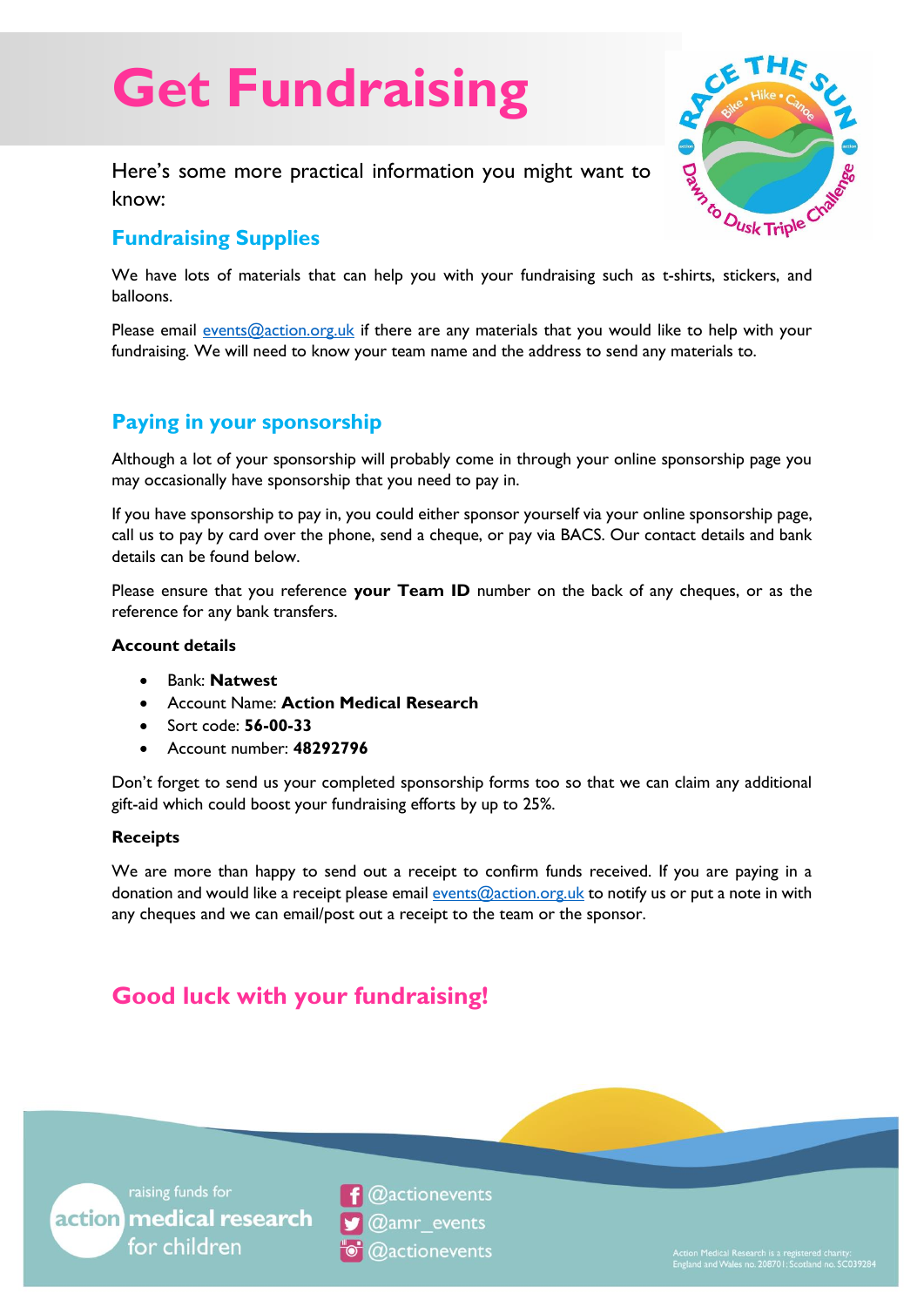# Get Fundraising

Here's some more practical information you might want to know:

## Fundraising Supplies

We have lots of materials that can help you with your fundraising such as t-shirts, stickers, and balloons.

Please email events@action.org.uk if there are any materials that you would like to help with your fundraising. We will need to know your team name and the address to send any materials to.

## Paying in your sponsorship

Although a lot of your sponsorship will probably come in through your online sponsorship page you may occasionally have sponsorship that you need to pay in.

If you have sponsorship to pay in, you could either sponsor yourself via your online sponsorship page, call us to pay by card over the phone, send a cheque, or pay via BACS. Our contact details and bank details can be found below.

Please ensure that you reference **your Team ID** number on the back of any cheques, or as the reference for any bank transfers.

**Account details**

- Bank: **Natwest**
- Account Name: **Action Medical Research**
- Sort code: **56-00-33**
- Account number: **48292796**

Don't forget to send us your completed sponsorship forms too so that we can claim any additional gift-aid which could boost your fundraising efforts by up to 25%.

**Receipts**

We are more than happy to send out a receipt to confirm funds received. If you are paying in a donation and would like a receipt please email events@action.org.uk to notify us or put a note in with any cheques and we can email/post out a receipt to the team or the sponsor.

## Good luck with your fundraising!

raising funds for action medical research for children

@actionevents
@amr_events
@actionevents

Action Medical Research is a registered charity: England and Wales no. 208701; Scotland no. SC039284